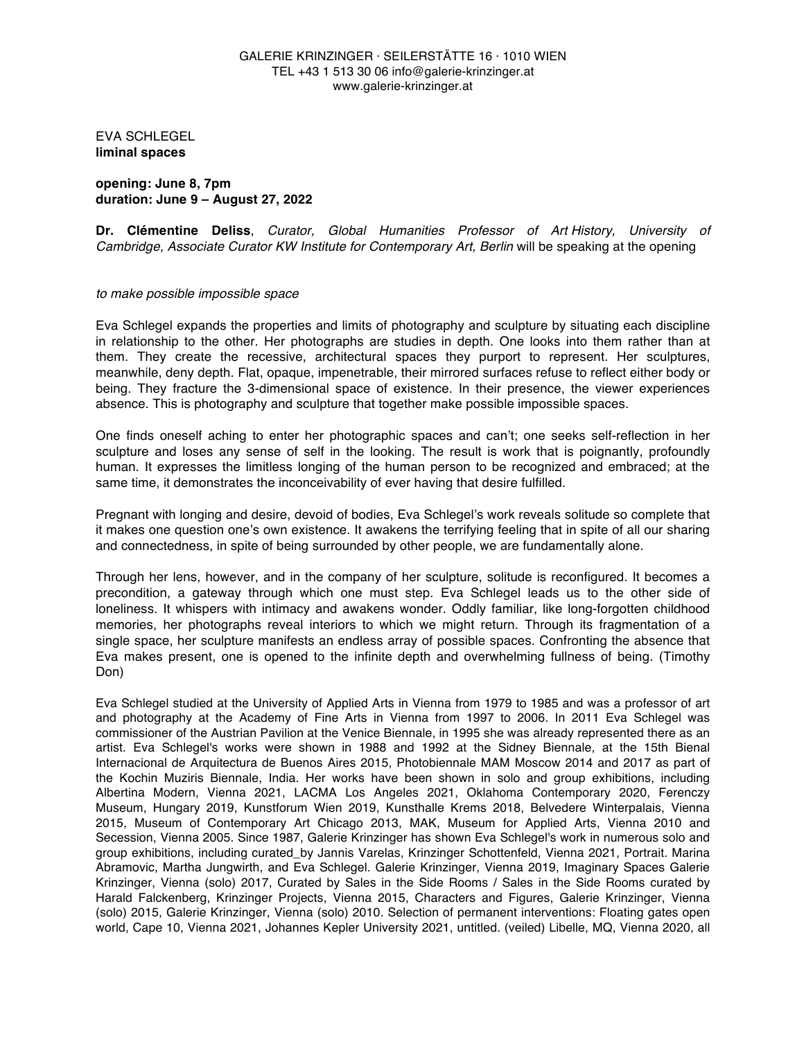GALERIE KRINZINGER · SEILERSTÄTTE 16 · 1010 WIEN
TEL +43 1 513 30 06 info@galerie-krinzinger.at
www.galerie-krinzinger.at

EVA SCHLEGEL
**liminal spaces**

**opening: June 8, 7pm**
**duration: June 9 – August 27, 2022**

**Dr. Clémentine Deliss**, *Curator, Global Humanities Professor of Art History, University of Cambridge, Associate Curator KW Institute for Contemporary Art, Berlin* will be speaking at the opening

*to make possible impossible space*

Eva Schlegel expands the properties and limits of photography and sculpture by situating each discipline in relationship to the other. Her photographs are studies in depth. One looks into them rather than at them. They create the recessive, architectural spaces they purport to represent. Her sculptures, meanwhile, deny depth. Flat, opaque, impenetrable, their mirrored surfaces refuse to reflect either body or being. They fracture the 3-dimensional space of existence. In their presence, the viewer experiences absence. This is photography and sculpture that together make possible impossible spaces.

One finds oneself aching to enter her photographic spaces and can't; one seeks self-reflection in her sculpture and loses any sense of self in the looking. The result is work that is poignantly, profoundly human. It expresses the limitless longing of the human person to be recognized and embraced; at the same time, it demonstrates the inconceivability of ever having that desire fulfilled.

Pregnant with longing and desire, devoid of bodies, Eva Schlegel's work reveals solitude so complete that it makes one question one's own existence. It awakens the terrifying feeling that in spite of all our sharing and connectedness, in spite of being surrounded by other people, we are fundamentally alone.

Through her lens, however, and in the company of her sculpture, solitude is reconfigured. It becomes a precondition, a gateway through which one must step. Eva Schlegel leads us to the other side of loneliness. It whispers with intimacy and awakens wonder. Oddly familiar, like long-forgotten childhood memories, her photographs reveal interiors to which we might return. Through its fragmentation of a single space, her sculpture manifests an endless array of possible spaces. Confronting the absence that Eva makes present, one is opened to the infinite depth and overwhelming fullness of being. (Timothy Don)

Eva Schlegel studied at the University of Applied Arts in Vienna from 1979 to 1985 and was a professor of art and photography at the Academy of Fine Arts in Vienna from 1997 to 2006. In 2011 Eva Schlegel was commissioner of the Austrian Pavilion at the Venice Biennale, in 1995 she was already represented there as an artist. Eva Schlegel's works were shown in 1988 and 1992 at the Sidney Biennale, at the 15th Bienal Internacional de Arquitectura de Buenos Aires 2015, Photobiennale MAM Moscow 2014 and 2017 as part of the Kochin Muziris Biennale, India. Her works have been shown in solo and group exhibitions, including Albertina Modern, Vienna 2021, LACMA Los Angeles 2021, Oklahoma Contemporary 2020, Ferenczy Museum, Hungary 2019, Kunstforum Wien 2019, Kunsthalle Krems 2018, Belvedere Winterpalais, Vienna 2015, Museum of Contemporary Art Chicago 2013, MAK, Museum for Applied Arts, Vienna 2010 and Secession, Vienna 2005. Since 1987, Galerie Krinzinger has shown Eva Schlegel's work in numerous solo and group exhibitions, including curated_by Jannis Varelas, Krinzinger Schottenfeld, Vienna 2021, Portrait. Marina Abramovic, Martha Jungwirth, and Eva Schlegel. Galerie Krinzinger, Vienna 2019, Imaginary Spaces Galerie Krinzinger, Vienna (solo) 2017, Curated by Sales in the Side Rooms / Sales in the Side Rooms curated by Harald Falckenberg, Krinzinger Projects, Vienna 2015, Characters and Figures, Galerie Krinzinger, Vienna (solo) 2015, Galerie Krinzinger, Vienna (solo) 2010. Selection of permanent interventions: Floating gates open world, Cape 10, Vienna 2021, Johannes Kepler University 2021, untitled. (veiled) Libelle, MQ, Vienna 2020, all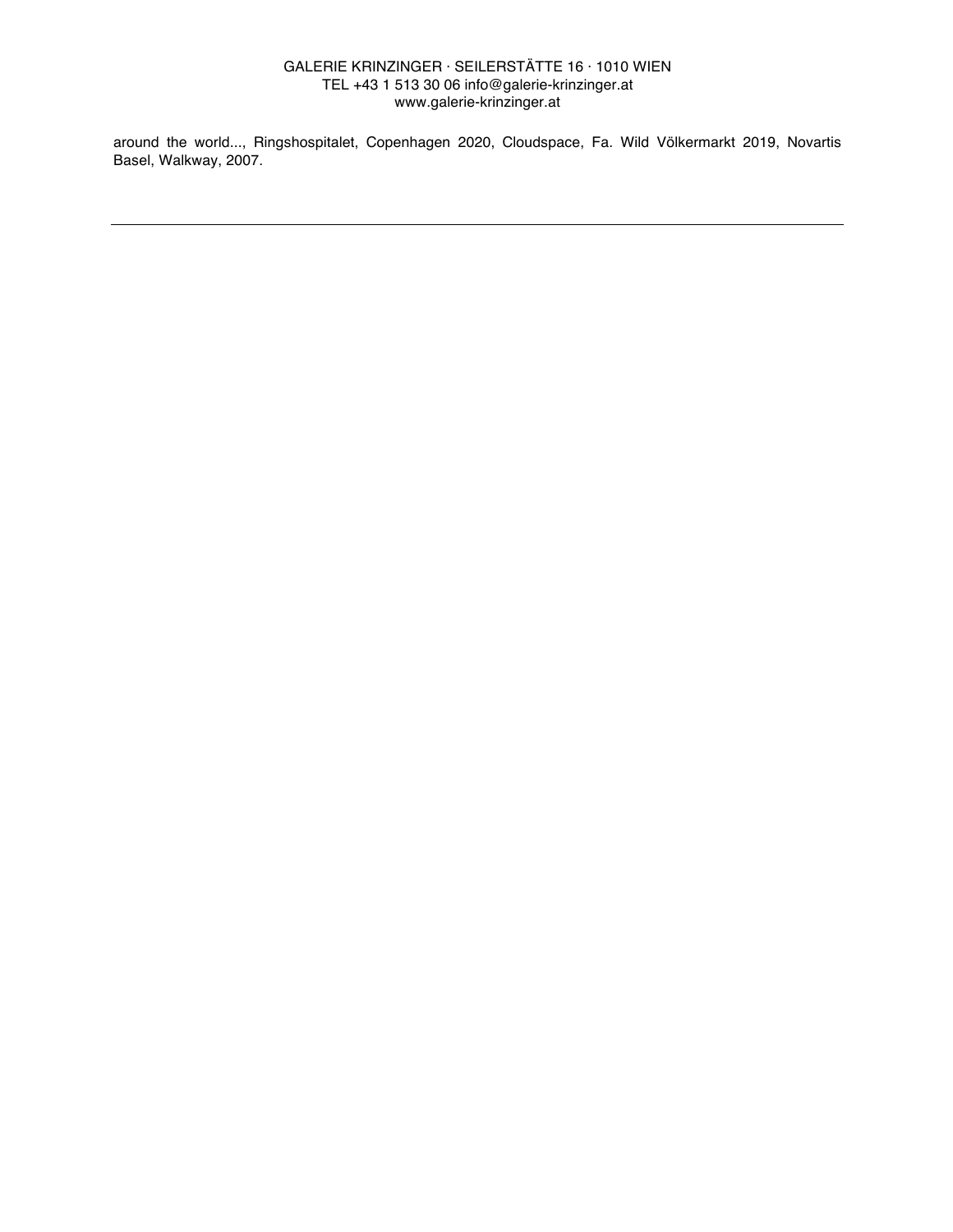around the world..., Ringshospitalet, Copenhagen 2020, Cloudspace, Fa. Wild Völkermarkt 2019, Novartis Basel, Walkway, 2007.

---